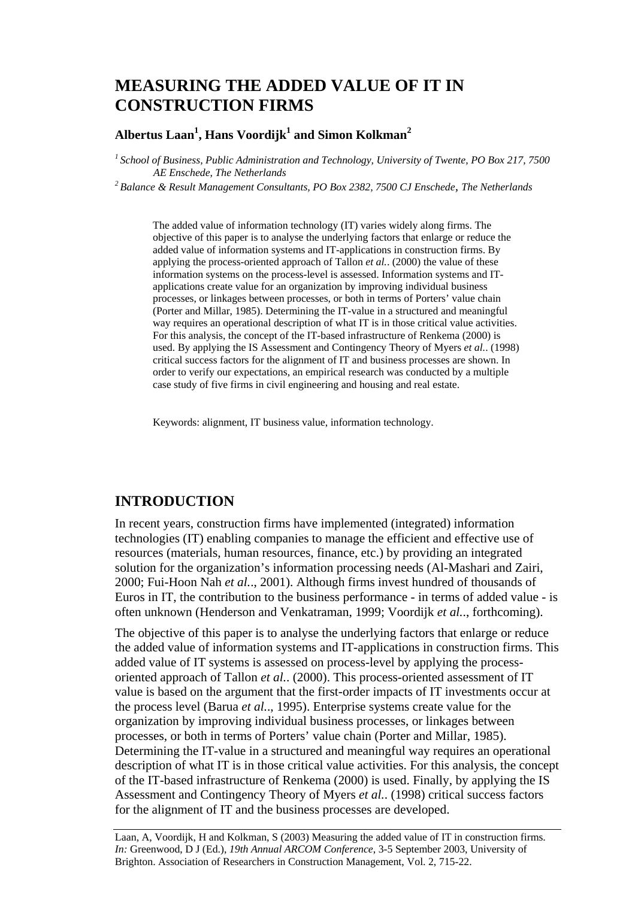# MEASURING THE ADDED VALUE OF IT IN CONSTRUCTION FIRMS

**Albertus Laan[1], Hans Voordijk[1] and Simon Kolkman[2]**

[1] *School of Business, Public Administration and Technology, University of Twente, PO Box 217, 7500 AE Enschede, The Netherlands*

[2] *Balance & Result Management Consultants, PO Box 2382, 7500 CJ Enschede, The Netherlands*

The added value of information technology (IT) varies widely along firms. The objective of this paper is to analyse the underlying factors that enlarge or reduce the added value of information systems and IT-applications in construction firms. By applying the process-oriented approach of Tallon *et al.*. (2000) the value of these information systems on the process-level is assessed. Information systems and IT-applications create value for an organization by improving individual business processes, or linkages between processes, or both in terms of Porters' value chain (Porter and Millar, 1985). Determining the IT-value in a structured and meaningful way requires an operational description of what IT is in those critical value activities. For this analysis, the concept of the IT-based infrastructure of Renkema (2000) is used. By applying the IS Assessment and Contingency Theory of Myers *et al.*. (1998) critical success factors for the alignment of IT and business processes are shown. In order to verify our expectations, an empirical research was conducted by a multiple case study of five firms in civil engineering and housing and real estate.

Keywords: alignment, IT business value, information technology.

## INTRODUCTION

In recent years, construction firms have implemented (integrated) information technologies (IT) enabling companies to manage the efficient and effective use of resources (materials, human resources, finance, etc.) by providing an integrated solution for the organization's information processing needs (Al-Mashari and Zairi, 2000; Fui-Hoon Nah *et al.*., 2001). Although firms invest hundred of thousands of Euros in IT, the contribution to the business performance - in terms of added value - is often unknown (Henderson and Venkatraman, 1999; Voordijk *et al.*., forthcoming).

The objective of this paper is to analyse the underlying factors that enlarge or reduce the added value of information systems and IT-applications in construction firms. This added value of IT systems is assessed on process-level by applying the process-oriented approach of Tallon *et al.*. (2000). This process-oriented assessment of IT value is based on the argument that the first-order impacts of IT investments occur at the process level (Barua *et al.*., 1995). Enterprise systems create value for the organization by improving individual business processes, or linkages between processes, or both in terms of Porters' value chain (Porter and Millar, 1985). Determining the IT-value in a structured and meaningful way requires an operational description of what IT is in those critical value activities. For this analysis, the concept of the IT-based infrastructure of Renkema (2000) is used. Finally, by applying the IS Assessment and Contingency Theory of Myers *et al.*. (1998) critical success factors for the alignment of IT and the business processes are developed.

Laan, A, Voordijk, H and Kolkman, S (2003) Measuring the added value of IT in construction firms. *In:* Greenwood, D J (Ed.), *19th Annual ARCOM Conference*, 3-5 September 2003, University of Brighton. Association of Researchers in Construction Management, Vol. 2, 715-22.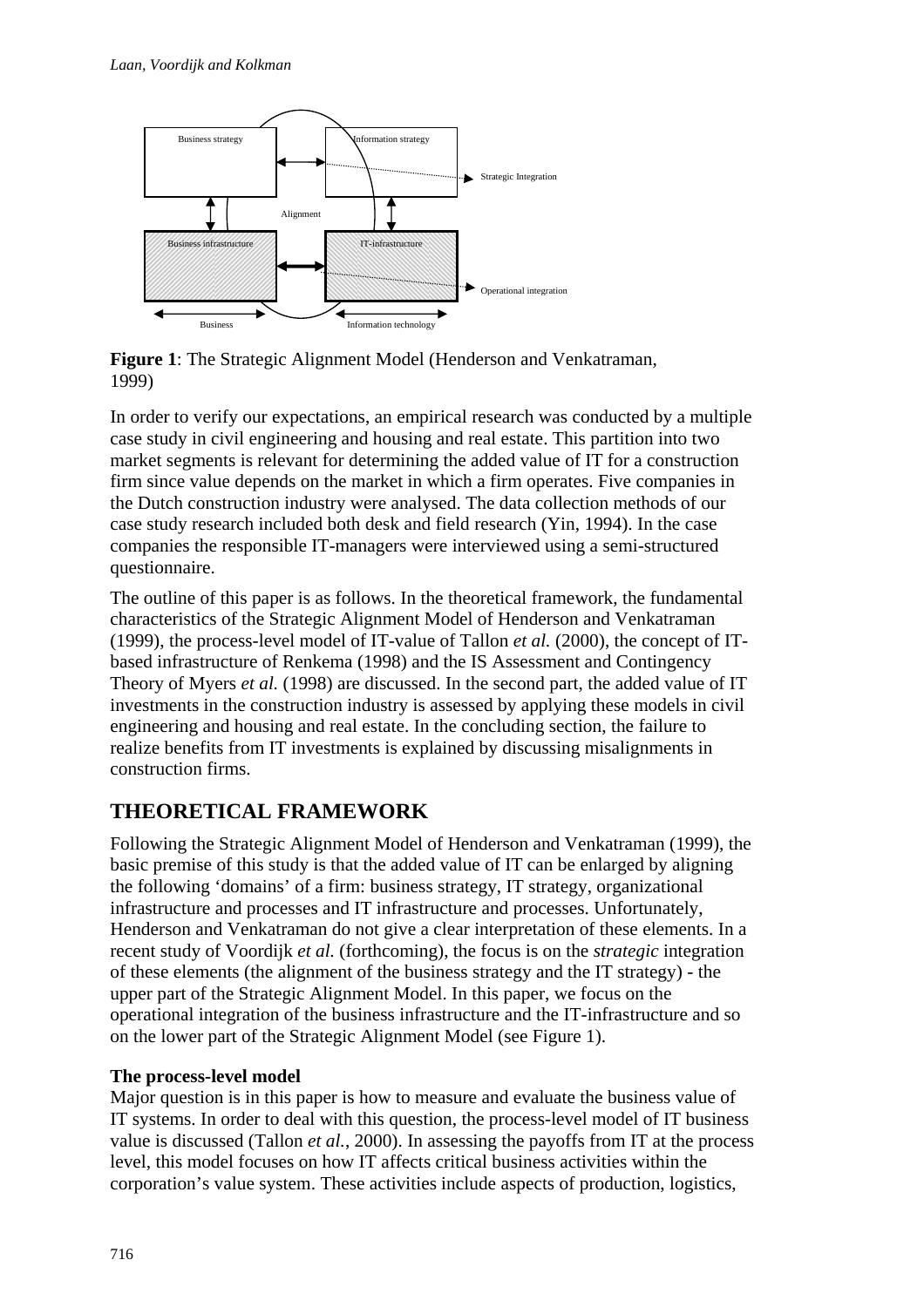**Figure 1**: The Strategic Alignment Model (Henderson and Venkatraman, 1999)

In order to verify our expectations, an empirical research was conducted by a multiple case study in civil engineering and housing and real estate. This partition into two market segments is relevant for determining the added value of IT for a construction firm since value depends on the market in which a firm operates. Five companies in the Dutch construction industry were analysed. The data collection methods of our case study research included both desk and field research (Yin, 1994). In the case companies the responsible IT-managers were interviewed using a semi-structured questionnaire.

The outline of this paper is as follows. In the theoretical framework, the fundamental characteristics of the Strategic Alignment Model of Henderson and Venkatraman (1999), the process-level model of IT-value of Tallon *et al.* (2000), the concept of IT-based infrastructure of Renkema (1998) and the IS Assessment and Contingency Theory of Myers *et al.* (1998) are discussed. In the second part, the added value of IT investments in the construction industry is assessed by applying these models in civil engineering and housing and real estate. In the concluding section, the failure to realize benefits from IT investments is explained by discussing misalignments in construction firms.

## THEORETICAL FRAMEWORK

Following the Strategic Alignment Model of Henderson and Venkatraman (1999), the basic premise of this study is that the added value of IT can be enlarged by aligning the following 'domains' of a firm: business strategy, IT strategy, organizational infrastructure and processes and IT infrastructure and processes. Unfortunately, Henderson and Venkatraman do not give a clear interpretation of these elements. In a recent study of Voordijk *et al.* (forthcoming), the focus is on the *strategic* integration of these elements (the alignment of the business strategy and the IT strategy) - the upper part of the Strategic Alignment Model. In this paper, we focus on the operational integration of the business infrastructure and the IT-infrastructure and so on the lower part of the Strategic Alignment Model (see Figure 1).

### The process-level model

Major question is in this paper is how to measure and evaluate the business value of IT systems. In order to deal with this question, the process-level model of IT business value is discussed (Tallon *et al.*, 2000). In assessing the payoffs from IT at the process level, this model focuses on how IT affects critical business activities within the corporation's value system. These activities include aspects of production, logistics,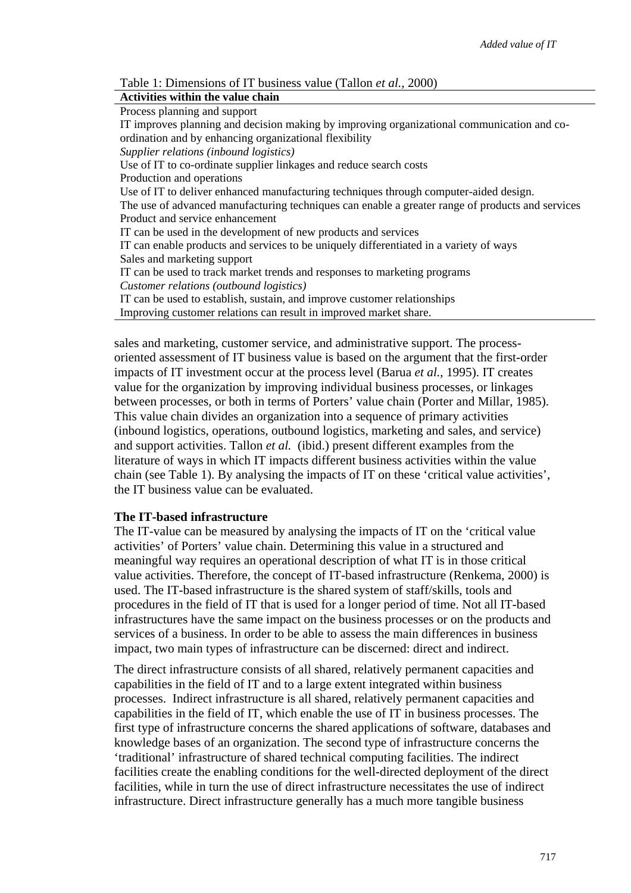Table 1: Dimensions of IT business value (Tallon *et al.*, 2000)

| **Activities within the value chain** |
|---|
| Process planning and support |
| IT improves planning and decision making by improving organizational communication and co-ordination and by enhancing organizational flexibility |
| *Supplier relations (inbound logistics)* |
| Use of IT to co-ordinate supplier linkages and reduce search costs |
| Production and operations |
| Use of IT to deliver enhanced manufacturing techniques through computer-aided design. |
| The use of advanced manufacturing techniques can enable a greater range of products and services |
| Product and service enhancement |
| IT can be used in the development of new products and services |
| IT can enable products and services to be uniquely differentiated in a variety of ways |
| Sales and marketing support |
| IT can be used to track market trends and responses to marketing programs |
| *Customer relations (outbound logistics)* |
| IT can be used to establish, sustain, and improve customer relationships |
| Improving customer relations can result in improved market share. |

sales and marketing, customer service, and administrative support. The process-oriented assessment of IT business value is based on the argument that the first-order impacts of IT investment occur at the process level (Barua *et al.*, 1995). IT creates value for the organization by improving individual business processes, or linkages between processes, or both in terms of Porters' value chain (Porter and Millar, 1985). This value chain divides an organization into a sequence of primary activities (inbound logistics, operations, outbound logistics, marketing and sales, and service) and support activities. Tallon *et al.* (ibid.) present different examples from the literature of ways in which IT impacts different business activities within the value chain (see Table 1). By analysing the impacts of IT on these 'critical value activities', the IT business value can be evaluated.

**The IT-based infrastructure**

The IT-value can be measured by analysing the impacts of IT on the 'critical value activities' of Porters' value chain. Determining this value in a structured and meaningful way requires an operational description of what IT is in those critical value activities. Therefore, the concept of IT-based infrastructure (Renkema, 2000) is used. The IT-based infrastructure is the shared system of staff/skills, tools and procedures in the field of IT that is used for a longer period of time. Not all IT-based infrastructures have the same impact on the business processes or on the products and services of a business. In order to be able to assess the main differences in business impact, two main types of infrastructure can be discerned: direct and indirect.

The direct infrastructure consists of all shared, relatively permanent capacities and capabilities in the field of IT and to a large extent integrated within business processes. Indirect infrastructure is all shared, relatively permanent capacities and capabilities in the field of IT, which enable the use of IT in business processes. The first type of infrastructure concerns the shared applications of software, databases and knowledge bases of an organization. The second type of infrastructure concerns the 'traditional' infrastructure of shared technical computing facilities. The indirect facilities create the enabling conditions for the well-directed deployment of the direct facilities, while in turn the use of direct infrastructure necessitates the use of indirect infrastructure. Direct infrastructure generally has a much more tangible business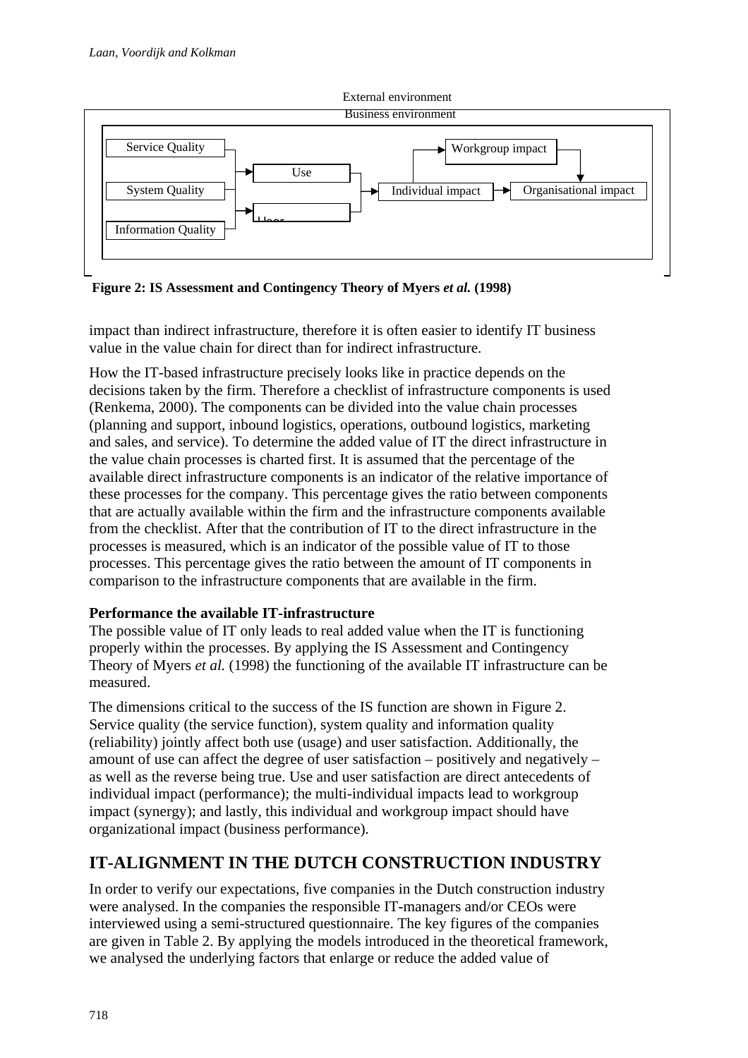External environment

Business environment

Service Quality → Use; System Quality; Information Quality → User satisfaction → Individual impact → Workgroup impact → Organisational impact

**Figure 2: IS Assessment and Contingency Theory of Myers *et al.* (1998)**

impact than indirect infrastructure, therefore it is often easier to identify IT business value in the value chain for direct than for indirect infrastructure.

How the IT-based infrastructure precisely looks like in practice depends on the decisions taken by the firm. Therefore a checklist of infrastructure components is used (Renkema, 2000). The components can be divided into the value chain processes (planning and support, inbound logistics, operations, outbound logistics, marketing and sales, and service). To determine the added value of IT the direct infrastructure in the value chain processes is charted first. It is assumed that the percentage of the available direct infrastructure components is an indicator of the relative importance of these processes for the company. This percentage gives the ratio between components that are actually available within the firm and the infrastructure components available from the checklist. After that the contribution of IT to the direct infrastructure in the processes is measured, which is an indicator of the possible value of IT to those processes. This percentage gives the ratio between the amount of IT components in comparison to the infrastructure components that are available in the firm.

**Performance the available IT-infrastructure**

The possible value of IT only leads to real added value when the IT is functioning properly within the processes. By applying the IS Assessment and Contingency Theory of Myers *et al.* (1998) the functioning of the available IT infrastructure can be measured.

The dimensions critical to the success of the IS function are shown in Figure 2. Service quality (the service function), system quality and information quality (reliability) jointly affect both use (usage) and user satisfaction. Additionally, the amount of use can affect the degree of user satisfaction – positively and negatively – as well as the reverse being true. Use and user satisfaction are direct antecedents of individual impact (performance); the multi-individual impacts lead to workgroup impact (synergy); and lastly, this individual and workgroup impact should have organizational impact (business performance).

## IT-ALIGNMENT IN THE DUTCH CONSTRUCTION INDUSTRY

In order to verify our expectations, five companies in the Dutch construction industry were analysed. In the companies the responsible IT-managers and/or CEOs were interviewed using a semi-structured questionnaire. The key figures of the companies are given in Table 2. By applying the models introduced in the theoretical framework, we analysed the underlying factors that enlarge or reduce the added value of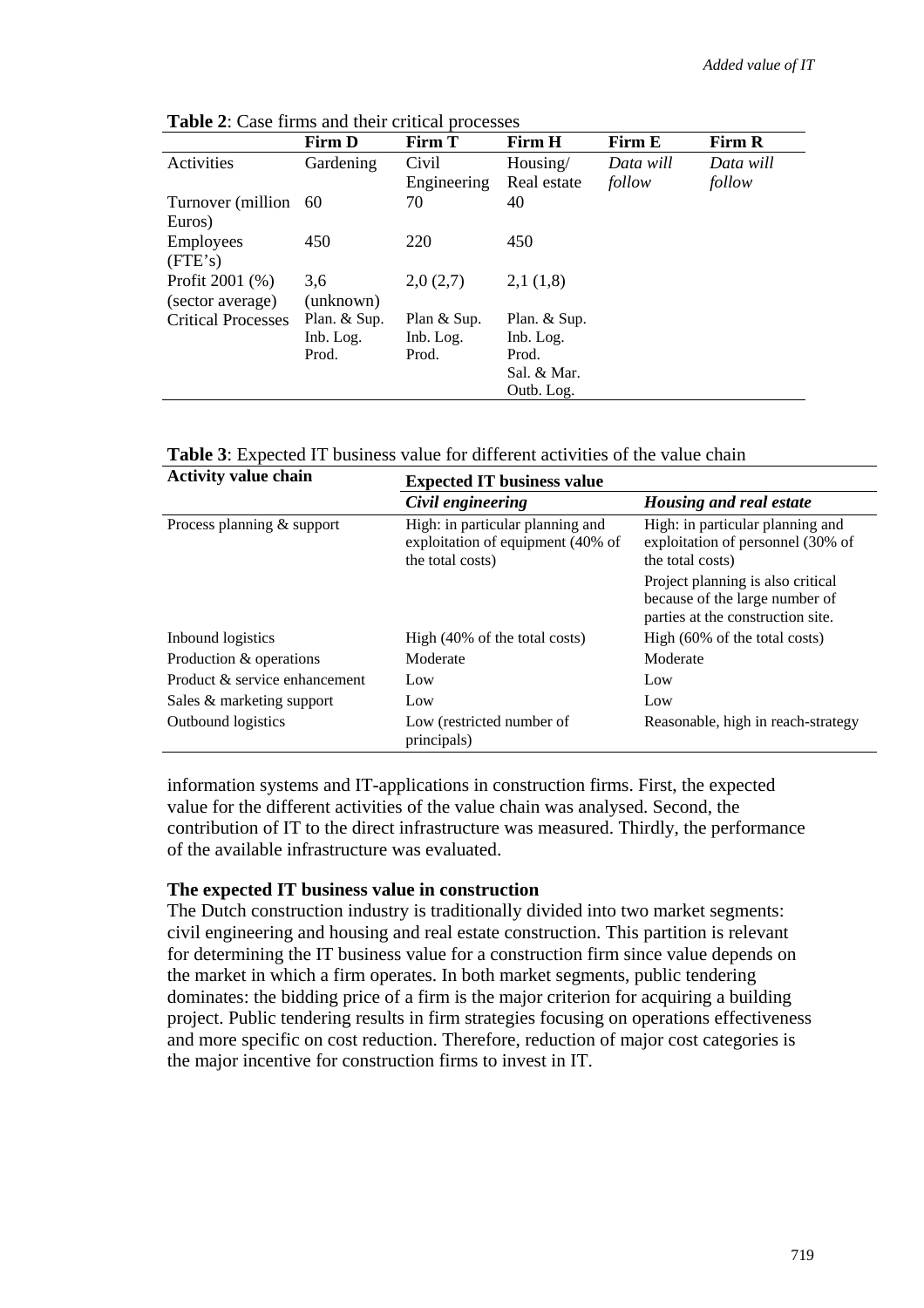**Table 2**: Case firms and their critical processes

| | Firm D | Firm T | Firm H | Firm E | Firm R |
|---|---|---|---|---|---|
| Activities | Gardening | Civil Engineering | Housing/ Real estate | *Data will follow* | *Data will follow* |
| Turnover (million Euros) | 60 | 70 | 40 | | |
| Employees (FTE's) | 450 | 220 | 450 | | |
| Profit 2001 (%) (sector average) | 3,6 (unknown) | 2,0 (2,7) | 2,1 (1,8) | | |
| Critical Processes | Plan. & Sup. Inb. Log. Prod. | Plan & Sup. Inb. Log. Prod. | Plan. & Sup. Inb. Log. Prod. Sal. & Mar. Outb. Log. | | |

**Table 3**: Expected IT business value for different activities of the value chain

| Activity value chain | Expected IT business value | |
|---|---|---|
| | *Civil engineering* | *Housing and real estate* |
| Process planning & support | High: in particular planning and exploitation of equipment (40% of the total costs) | High: in particular planning and exploitation of personnel (30% of the total costs) Project planning is also critical because of the large number of parties at the construction site. |
| Inbound logistics | High (40% of the total costs) | High (60% of the total costs) |
| Production & operations | Moderate | Moderate |
| Product & service enhancement | Low | Low |
| Sales & marketing support | Low | Low |
| Outbound logistics | Low (restricted number of principals) | Reasonable, high in reach-strategy |

information systems and IT-applications in construction firms. First, the expected value for the different activities of the value chain was analysed. Second, the contribution of IT to the direct infrastructure was measured. Thirdly, the performance of the available infrastructure was evaluated.

**The expected IT business value in construction**

The Dutch construction industry is traditionally divided into two market segments: civil engineering and housing and real estate construction. This partition is relevant for determining the IT business value for a construction firm since value depends on the market in which a firm operates. In both market segments, public tendering dominates: the bidding price of a firm is the major criterion for acquiring a building project. Public tendering results in firm strategies focusing on operations effectiveness and more specific on cost reduction. Therefore, reduction of major cost categories is the major incentive for construction firms to invest in IT.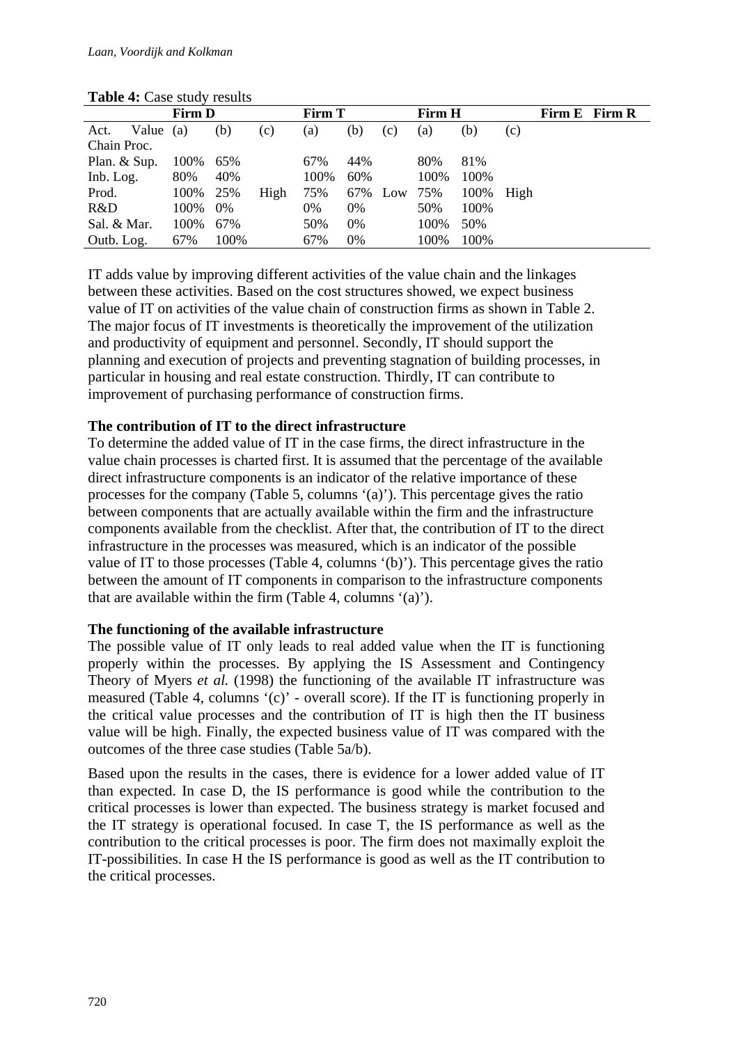**Table 4:** Case study results

| | Firm D | | | Firm T | | | Firm H | | | Firm E | Firm R |
|---|---|---|---|---|---|---|---|---|---|---|---|
| Act. Value Chain Proc. | (a) | (b) | (c) | (a) | (b) | (c) | (a) | (b) | (c) | | |
| Plan. & Sup. | 100% | 65% | | 67% | 44% | | 80% | 81% | | | |
| Inb. Log. | 80% | 40% | | 100% | 60% | | 100% | 100% | | | |
| Prod. | 100% | 25% | High | 75% | 67% | Low | 75% | 100% | High | | |
| R&D | 100% | 0% | | 0% | 0% | | 50% | 100% | | | |
| Sal. & Mar. | 100% | 67% | | 50% | 0% | | 100% | 50% | | | |
| Outb. Log. | 67% | 100% | | 67% | 0% | | 100% | 100% | | | |

IT adds value by improving different activities of the value chain and the linkages between these activities. Based on the cost structures showed, we expect business value of IT on activities of the value chain of construction firms as shown in Table 2. The major focus of IT investments is theoretically the improvement of the utilization and productivity of equipment and personnel. Secondly, IT should support the planning and execution of projects and preventing stagnation of building processes, in particular in housing and real estate construction. Thirdly, IT can contribute to improvement of purchasing performance of construction firms.

**The contribution of IT to the direct infrastructure**

To determine the added value of IT in the case firms, the direct infrastructure in the value chain processes is charted first. It is assumed that the percentage of the available direct infrastructure components is an indicator of the relative importance of these processes for the company (Table 5, columns '(a)'). This percentage gives the ratio between components that are actually available within the firm and the infrastructure components available from the checklist. After that, the contribution of IT to the direct infrastructure in the processes was measured, which is an indicator of the possible value of IT to those processes (Table 4, columns '(b)'). This percentage gives the ratio between the amount of IT components in comparison to the infrastructure components that are available within the firm (Table 4, columns '(a)').

**The functioning of the available infrastructure**

The possible value of IT only leads to real added value when the IT is functioning properly within the processes. By applying the IS Assessment and Contingency Theory of Myers *et al.* (1998) the functioning of the available IT infrastructure was measured (Table 4, columns '(c)' - overall score). If the IT is functioning properly in the critical value processes and the contribution of IT is high then the IT business value will be high. Finally, the expected business value of IT was compared with the outcomes of the three case studies (Table 5a/b).

Based upon the results in the cases, there is evidence for a lower added value of IT than expected. In case D, the IS performance is good while the contribution to the critical processes is lower than expected. The business strategy is market focused and the IT strategy is operational focused. In case T, the IS performance as well as the contribution to the critical processes is poor. The firm does not maximally exploit the IT-possibilities. In case H the IS performance is good as well as the IT contribution to the critical processes.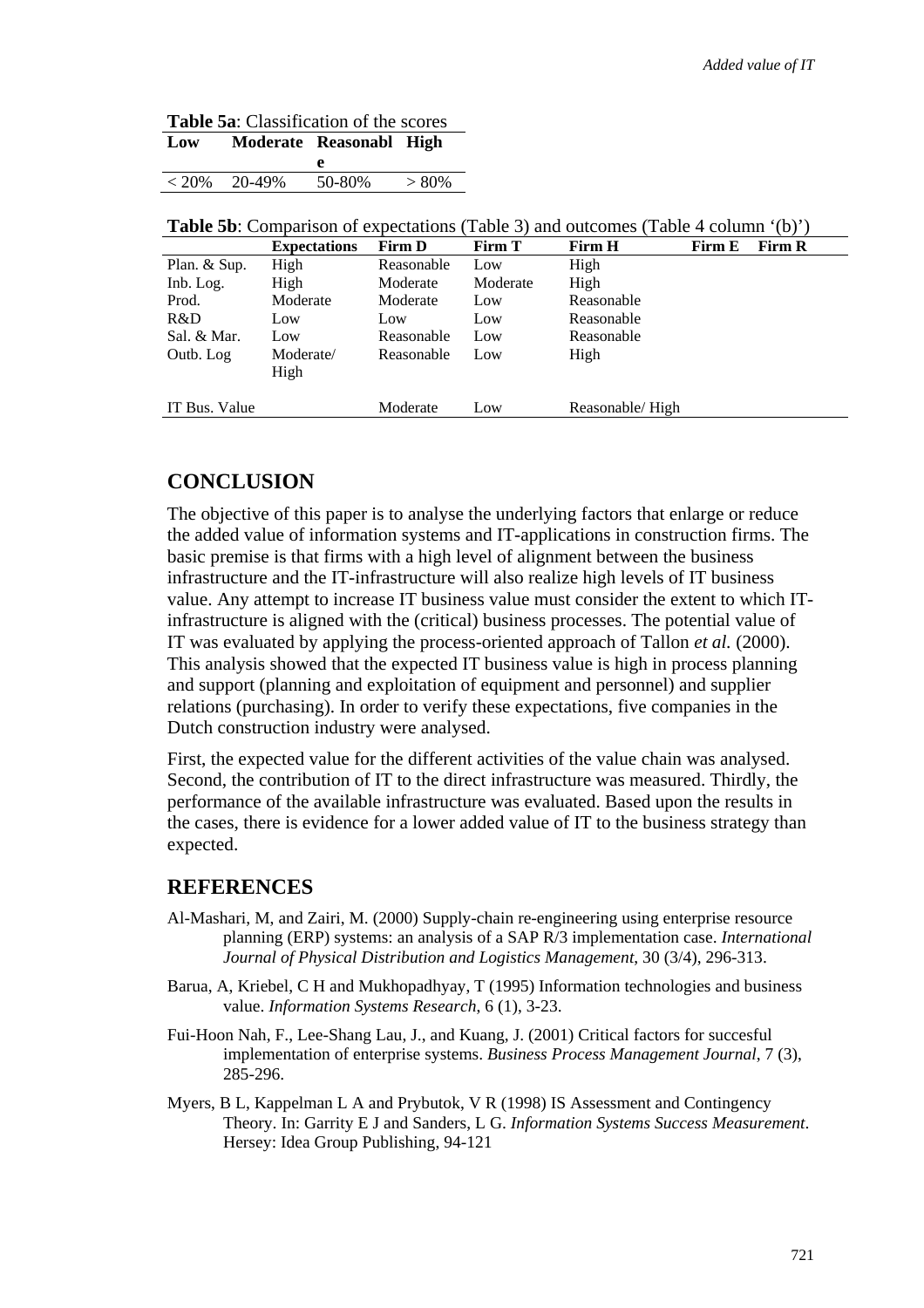**Table 5a**: Classification of the scores

| Low | Moderate | Reasonable | High |
|---|---|---|---|
| < 20% | 20-49% | 50-80% | > 80% |

**Table 5b**: Comparison of expectations (Table 3) and outcomes (Table 4 column '(b)')

| | Expectations | Firm D | Firm T | Firm H | Firm E | Firm R |
|---|---|---|---|---|---|---|
| Plan. & Sup. | High | Reasonable | Low | High | | |
| Inb. Log. | High | Moderate | Moderate | High | | |
| Prod. | Moderate | Moderate | Low | Reasonable | | |
| R&D | Low | Low | Low | Reasonable | | |
| Sal. & Mar. | Low | Reasonable | Low | Reasonable | | |
| Outb. Log | Moderate/ High | Reasonable | Low | High | | |
| IT Bus. Value | | Moderate | Low | Reasonable/ High | | |

## CONCLUSION

The objective of this paper is to analyse the underlying factors that enlarge or reduce the added value of information systems and IT-applications in construction firms. The basic premise is that firms with a high level of alignment between the business infrastructure and the IT-infrastructure will also realize high levels of IT business value. Any attempt to increase IT business value must consider the extent to which IT-infrastructure is aligned with the (critical) business processes. The potential value of IT was evaluated by applying the process-oriented approach of Tallon *et al.* (2000). This analysis showed that the expected IT business value is high in process planning and support (planning and exploitation of equipment and personnel) and supplier relations (purchasing). In order to verify these expectations, five companies in the Dutch construction industry were analysed.

First, the expected value for the different activities of the value chain was analysed. Second, the contribution of IT to the direct infrastructure was measured. Thirdly, the performance of the available infrastructure was evaluated. Based upon the results in the cases, there is evidence for a lower added value of IT to the business strategy than expected.

## REFERENCES

Al-Mashari, M, and Zairi, M. (2000) Supply-chain re-engineering using enterprise resource planning (ERP) systems: an analysis of a SAP R/3 implementation case. *International Journal of Physical Distribution and Logistics Management*, 30 (3/4), 296-313.

Barua, A, Kriebel, C H and Mukhopadhyay, T (1995) Information technologies and business value. *Information Systems Research*, 6 (1), 3-23.

Fui-Hoon Nah, F., Lee-Shang Lau, J., and Kuang, J. (2001) Critical factors for succesful implementation of enterprise systems. *Business Process Management Journal*, 7 (3), 285-296.

Myers, B L, Kappelman L A and Prybutok, V R (1998) IS Assessment and Contingency Theory. In: Garrity E J and Sanders, L G. *Information Systems Success Measurement*. Hersey: Idea Group Publishing, 94-121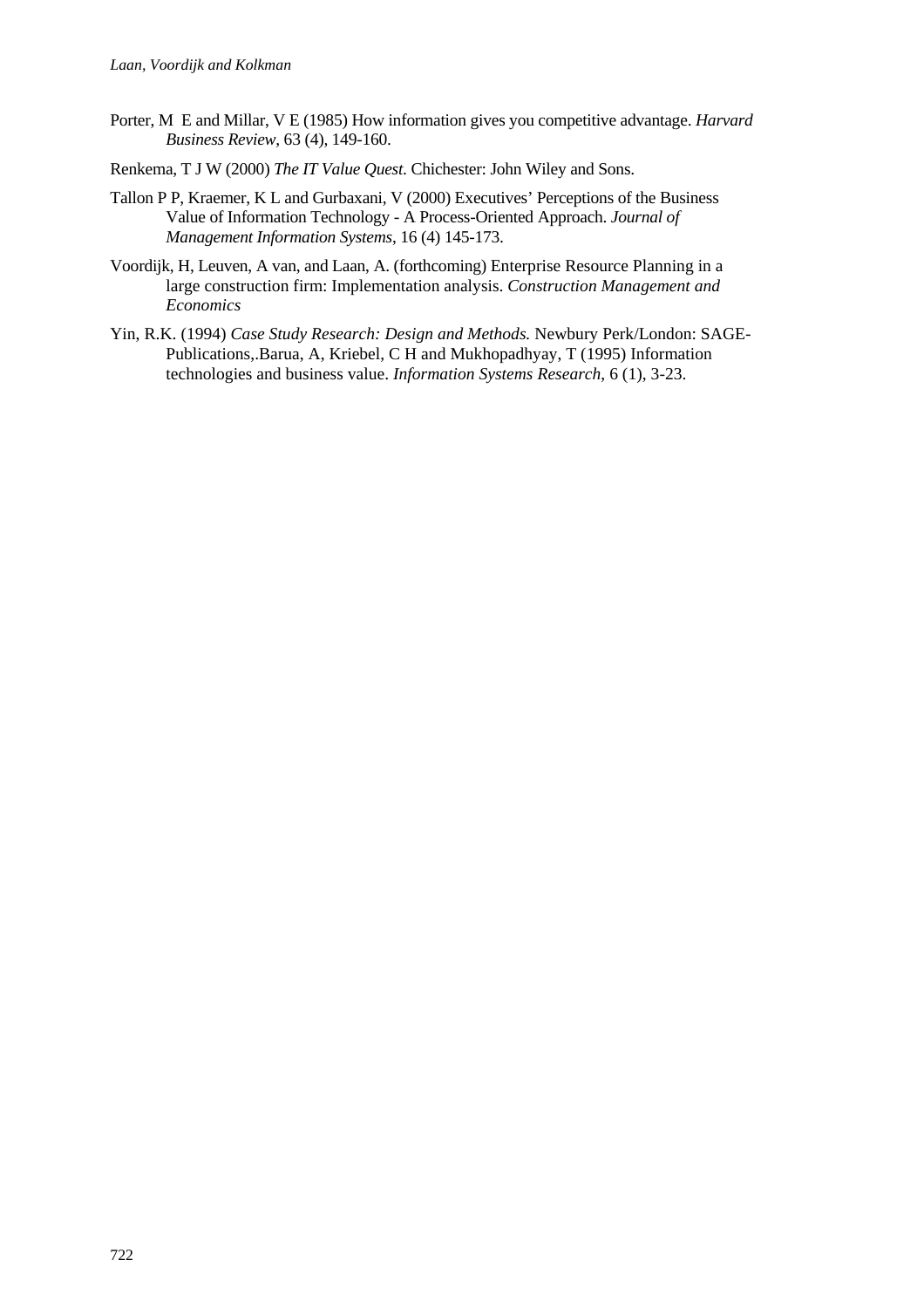Porter, M  E and Millar, V E (1985) How information gives you competitive advantage. *Harvard Business Review*, 63 (4), 149-160.

Renkema, T J W (2000) *The IT Value Quest.* Chichester: John Wiley and Sons.

Tallon P P, Kraemer, K L and Gurbaxani, V (2000) Executives' Perceptions of the Business Value of Information Technology - A Process-Oriented Approach. *Journal of Management Information Systems*, 16 (4) 145-173.

Voordijk, H, Leuven, A van, and Laan, A. (forthcoming) Enterprise Resource Planning in a large construction firm: Implementation analysis. *Construction Management and Economics*

Yin, R.K. (1994) *Case Study Research: Design and Methods.* Newbury Perk/London: SAGE-Publications,.Barua, A, Kriebel, C H and Mukhopadhyay, T (1995) Information technologies and business value. *Information Systems Research*, 6 (1), 3-23.